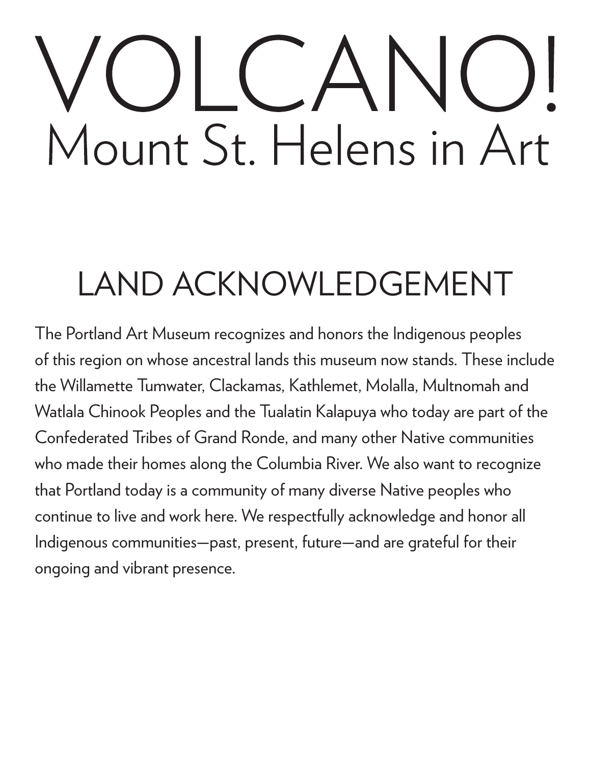# VOLCANO!
## Mount St. Helens in Art

## LAND ACKNOWLEDGEMENT

The Portland Art Museum recognizes and honors the Indigenous peoples of this region on whose ancestral lands this museum now stands. These include the Willamette Tumwater, Clackamas, Kathlemet, Molalla, Multnomah and Watlala Chinook Peoples and the Tualatin Kalapuya who today are part of the Confederated Tribes of Grand Ronde, and many other Native communities who made their homes along the Columbia River. We also want to recognize that Portland today is a community of many diverse Native peoples who continue to live and work here. We respectfully acknowledge and honor all Indigenous communities—past, present, future—and are grateful for their ongoing and vibrant presence.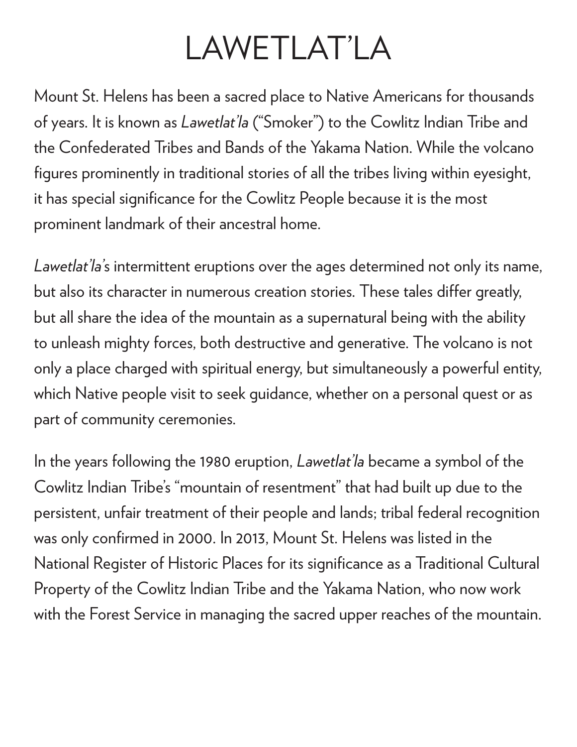# LAWETLAT'LA

Mount St. Helens has been a sacred place to Native Americans for thousands of years. It is known as *Lawetlat'la* ("Smoker") to the Cowlitz Indian Tribe and the Confederated Tribes and Bands of the Yakama Nation. While the volcano figures prominently in traditional stories of all the tribes living within eyesight, it has special significance for the Cowlitz People because it is the most prominent landmark of their ancestral home.

*Lawetlat'la*'s intermittent eruptions over the ages determined not only its name, but also its character in numerous creation stories. These tales differ greatly, but all share the idea of the mountain as a supernatural being with the ability to unleash mighty forces, both destructive and generative. The volcano is not only a place charged with spiritual energy, but simultaneously a powerful entity, which Native people visit to seek guidance, whether on a personal quest or as part of community ceremonies.

In the years following the 1980 eruption, *Lawetlat'la* became a symbol of the Cowlitz Indian Tribe's "mountain of resentment" that had built up due to the persistent, unfair treatment of their people and lands; tribal federal recognition was only confirmed in 2000. In 2013, Mount St. Helens was listed in the National Register of Historic Places for its significance as a Traditional Cultural Property of the Cowlitz Indian Tribe and the Yakama Nation, who now work with the Forest Service in managing the sacred upper reaches of the mountain.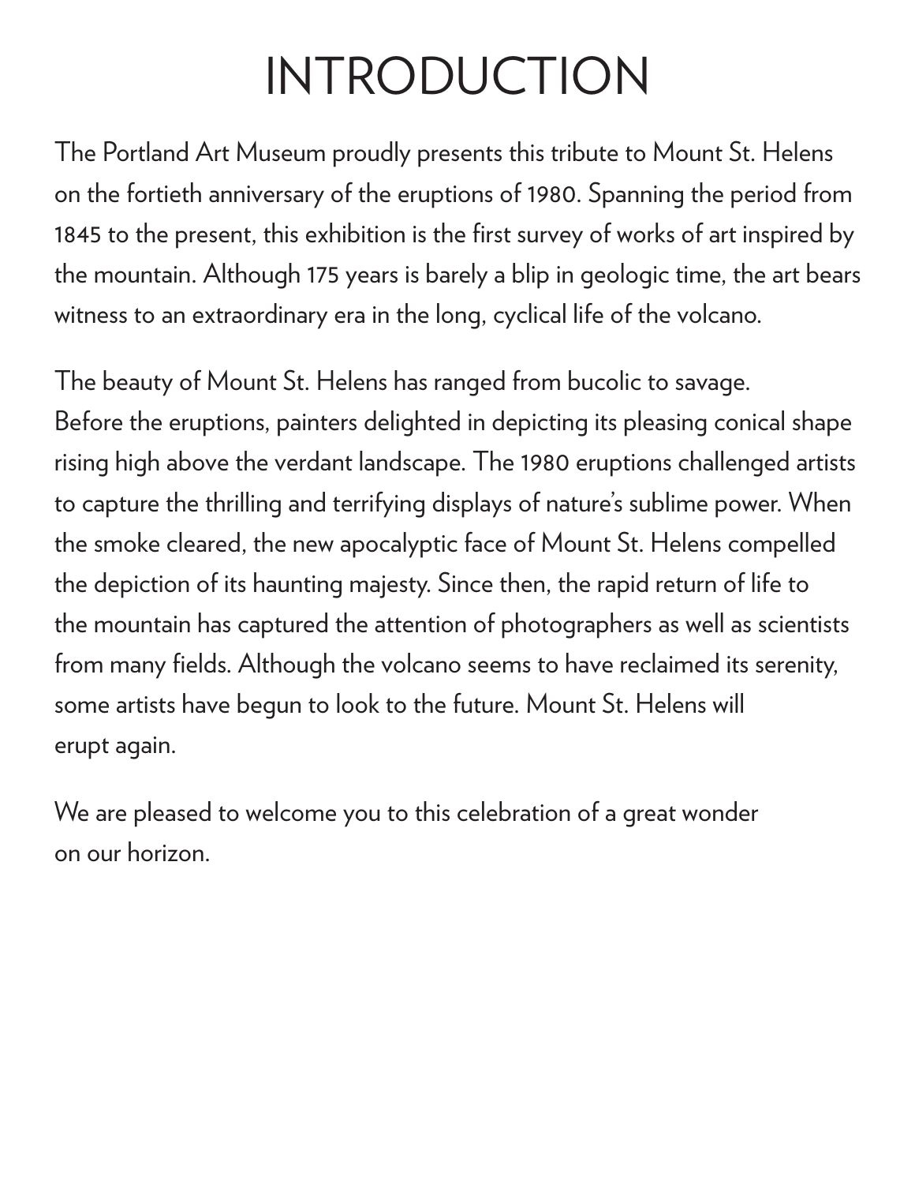# INTRODUCTION

The Portland Art Museum proudly presents this tribute to Mount St. Helens on the fortieth anniversary of the eruptions of 1980. Spanning the period from 1845 to the present, this exhibition is the first survey of works of art inspired by the mountain. Although 175 years is barely a blip in geologic time, the art bears witness to an extraordinary era in the long, cyclical life of the volcano.

The beauty of Mount St. Helens has ranged from bucolic to savage. Before the eruptions, painters delighted in depicting its pleasing conical shape rising high above the verdant landscape. The 1980 eruptions challenged artists to capture the thrilling and terrifying displays of nature's sublime power. When the smoke cleared, the new apocalyptic face of Mount St. Helens compelled the depiction of its haunting majesty. Since then, the rapid return of life to the mountain has captured the attention of photographers as well as scientists from many fields. Although the volcano seems to have reclaimed its serenity, some artists have begun to look to the future. Mount St. Helens will erupt again.

We are pleased to welcome you to this celebration of a great wonder on our horizon.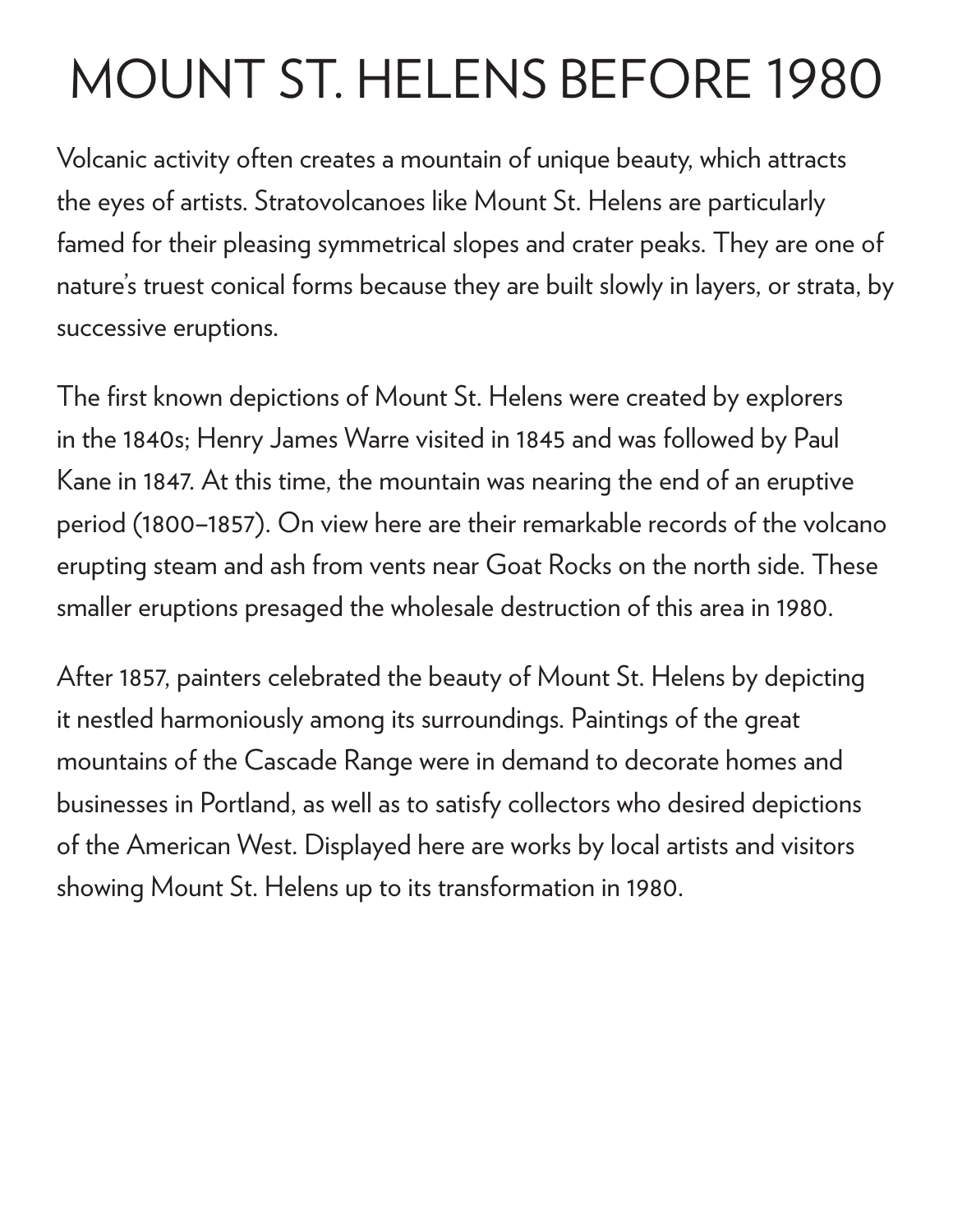# MOUNT ST. HELENS BEFORE 1980

Volcanic activity often creates a mountain of unique beauty, which attracts the eyes of artists. Stratovolcanoes like Mount St. Helens are particularly famed for their pleasing symmetrical slopes and crater peaks. They are one of nature's truest conical forms because they are built slowly in layers, or strata, by successive eruptions.

The first known depictions of Mount St. Helens were created by explorers in the 1840s; Henry James Warre visited in 1845 and was followed by Paul Kane in 1847. At this time, the mountain was nearing the end of an eruptive period (1800–1857). On view here are their remarkable records of the volcano erupting steam and ash from vents near Goat Rocks on the north side. These smaller eruptions presaged the wholesale destruction of this area in 1980.

After 1857, painters celebrated the beauty of Mount St. Helens by depicting it nestled harmoniously among its surroundings. Paintings of the great mountains of the Cascade Range were in demand to decorate homes and businesses in Portland, as well as to satisfy collectors who desired depictions of the American West. Displayed here are works by local artists and visitors showing Mount St. Helens up to its transformation in 1980.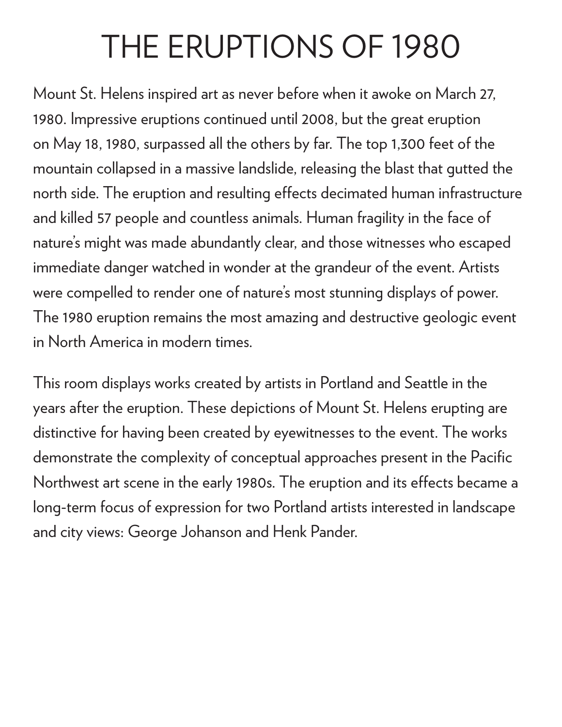# THE ERUPTIONS OF 1980

Mount St. Helens inspired art as never before when it awoke on March 27, 1980. Impressive eruptions continued until 2008, but the great eruption on May 18, 1980, surpassed all the others by far. The top 1,300 feet of the mountain collapsed in a massive landslide, releasing the blast that gutted the north side. The eruption and resulting effects decimated human infrastructure and killed 57 people and countless animals. Human fragility in the face of nature's might was made abundantly clear, and those witnesses who escaped immediate danger watched in wonder at the grandeur of the event. Artists were compelled to render one of nature's most stunning displays of power. The 1980 eruption remains the most amazing and destructive geologic event in North America in modern times.

This room displays works created by artists in Portland and Seattle in the years after the eruption. These depictions of Mount St. Helens erupting are distinctive for having been created by eyewitnesses to the event. The works demonstrate the complexity of conceptual approaches present in the Pacific Northwest art scene in the early 1980s. The eruption and its effects became a long-term focus of expression for two Portland artists interested in landscape and city views: George Johanson and Henk Pander.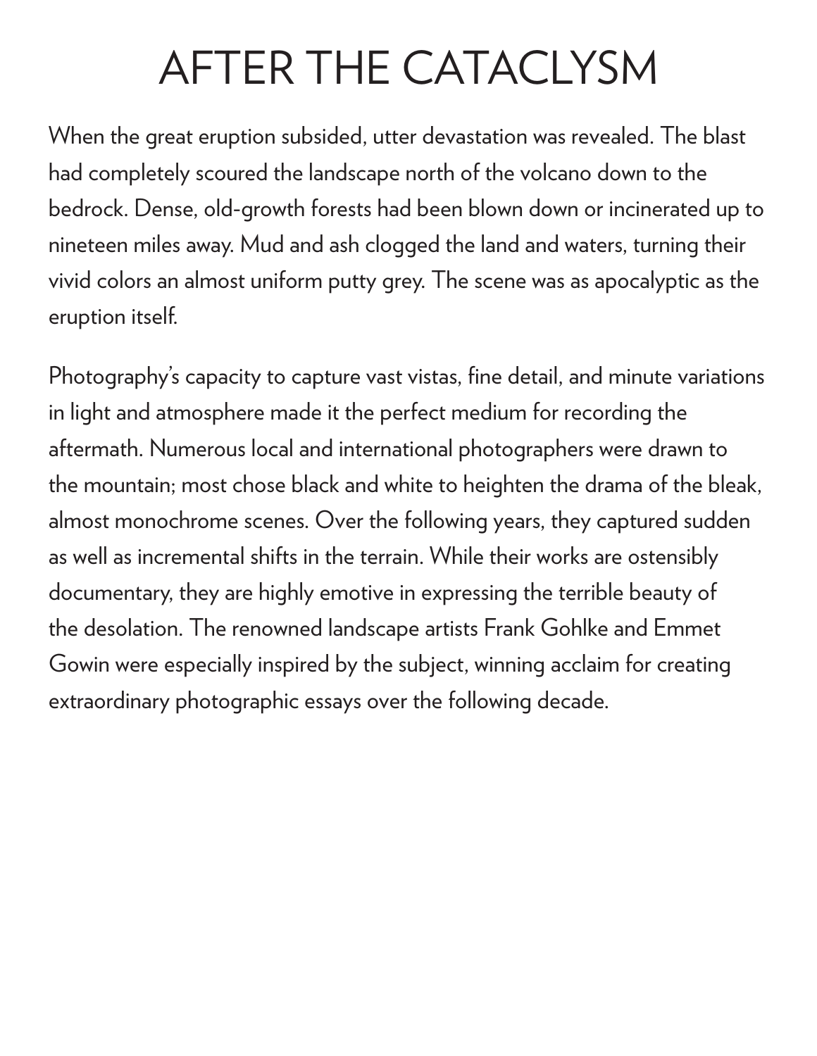# AFTER THE CATACLYSM

When the great eruption subsided, utter devastation was revealed. The blast had completely scoured the landscape north of the volcano down to the bedrock. Dense, old-growth forests had been blown down or incinerated up to nineteen miles away. Mud and ash clogged the land and waters, turning their vivid colors an almost uniform putty grey. The scene was as apocalyptic as the eruption itself.

Photography's capacity to capture vast vistas, fine detail, and minute variations in light and atmosphere made it the perfect medium for recording the aftermath. Numerous local and international photographers were drawn to the mountain; most chose black and white to heighten the drama of the bleak, almost monochrome scenes. Over the following years, they captured sudden as well as incremental shifts in the terrain. While their works are ostensibly documentary, they are highly emotive in expressing the terrible beauty of the desolation. The renowned landscape artists Frank Gohlke and Emmet Gowin were especially inspired by the subject, winning acclaim for creating extraordinary photographic essays over the following decade.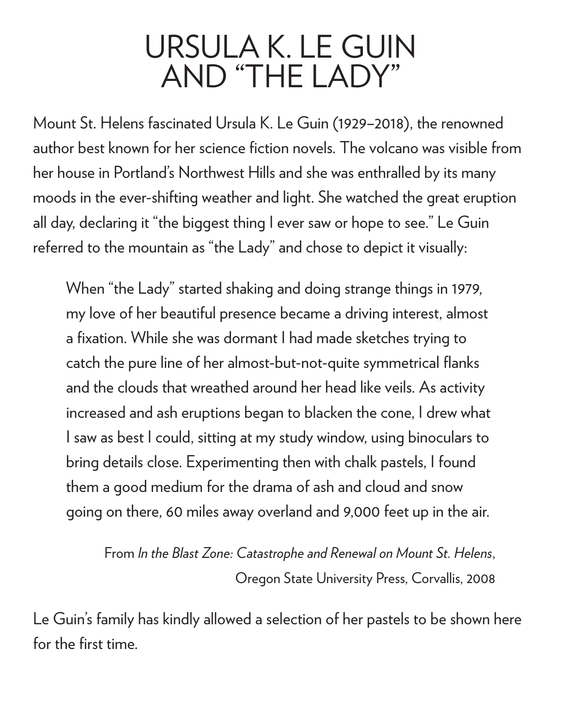# URSULA K. LE GUIN AND "THE LADY"

Mount St. Helens fascinated Ursula K. Le Guin (1929–2018), the renowned author best known for her science fiction novels. The volcano was visible from her house in Portland's Northwest Hills and she was enthralled by its many moods in the ever-shifting weather and light. She watched the great eruption all day, declaring it "the biggest thing I ever saw or hope to see." Le Guin referred to the mountain as "the Lady" and chose to depict it visually:

> When "the Lady" started shaking and doing strange things in 1979, my love of her beautiful presence became a driving interest, almost a fixation. While she was dormant I had made sketches trying to catch the pure line of her almost-but-not-quite symmetrical flanks and the clouds that wreathed around her head like veils. As activity increased and ash eruptions began to blacken the cone, I drew what I saw as best I could, sitting at my study window, using binoculars to bring details close. Experimenting then with chalk pastels, I found them a good medium for the drama of ash and cloud and snow going on there, 60 miles away overland and 9,000 feet up in the air.
>
> From *In the Blast Zone: Catastrophe and Renewal on Mount St. Helens*, Oregon State University Press, Corvallis, 2008

Le Guin's family has kindly allowed a selection of her pastels to be shown here for the first time.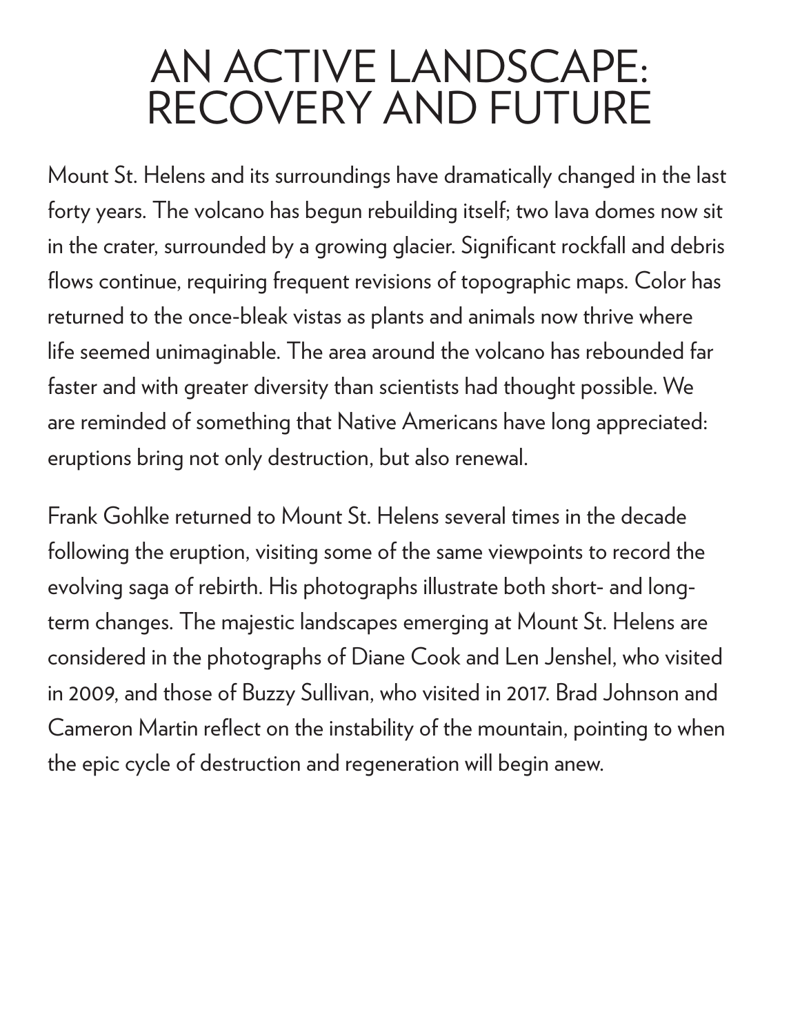# AN ACTIVE LANDSCAPE: RECOVERY AND FUTURE

Mount St. Helens and its surroundings have dramatically changed in the last forty years. The volcano has begun rebuilding itself; two lava domes now sit in the crater, surrounded by a growing glacier. Significant rockfall and debris flows continue, requiring frequent revisions of topographic maps. Color has returned to the once-bleak vistas as plants and animals now thrive where life seemed unimaginable. The area around the volcano has rebounded far faster and with greater diversity than scientists had thought possible. We are reminded of something that Native Americans have long appreciated: eruptions bring not only destruction, but also renewal.

Frank Gohlke returned to Mount St. Helens several times in the decade following the eruption, visiting some of the same viewpoints to record the evolving saga of rebirth. His photographs illustrate both short- and long-term changes. The majestic landscapes emerging at Mount St. Helens are considered in the photographs of Diane Cook and Len Jenshel, who visited in 2009, and those of Buzzy Sullivan, who visited in 2017. Brad Johnson and Cameron Martin reflect on the instability of the mountain, pointing to when the epic cycle of destruction and regeneration will begin anew.